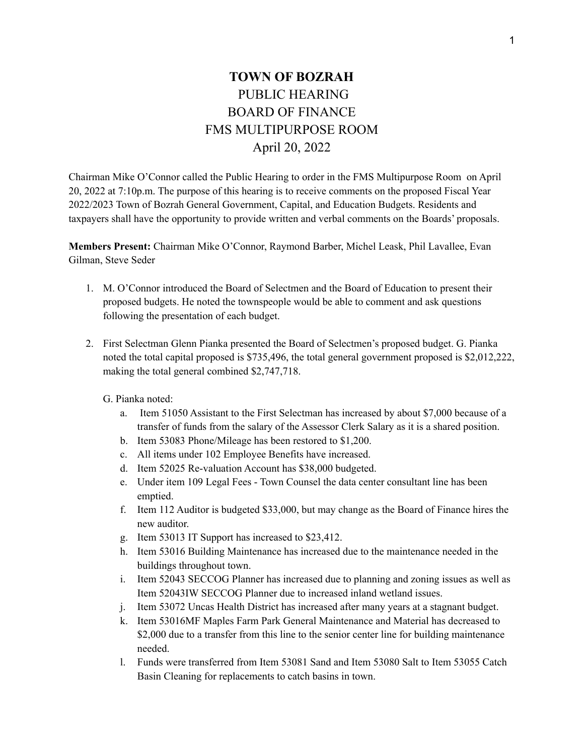# TOWN OF BOZRAH

PUBLIC HEARING
BOARD OF FINANCE
FMS MULTIPURPOSE ROOM
April 20, 2022

Chairman Mike O'Connor called the Public Hearing to order in the FMS Multipurpose Room on April 20, 2022 at 7:10p.m. The purpose of this hearing is to receive comments on the proposed Fiscal Year 2022/2023 Town of Bozrah General Government, Capital, and Education Budgets. Residents and taxpayers shall have the opportunity to provide written and verbal comments on the Boards' proposals.

**Members Present:** Chairman Mike O'Connor, Raymond Barber, Michel Leask, Phil Lavallee, Evan Gilman, Steve Seder

1. M. O'Connor introduced the Board of Selectmen and the Board of Education to present their proposed budgets. He noted the townspeople would be able to comment and ask questions following the presentation of each budget.

2. First Selectman Glenn Pianka presented the Board of Selectmen's proposed budget. G. Pianka noted the total capital proposed is $735,496, the total general government proposed is $2,012,222, making the total general combined $2,747,718.

   G. Pianka noted:

   a. Item 51050 Assistant to the First Selectman has increased by about $7,000 because of a transfer of funds from the salary of the Assessor Clerk Salary as it is a shared position.
   b. Item 53083 Phone/Mileage has been restored to $1,200.
   c. All items under 102 Employee Benefits have increased.
   d. Item 52025 Re-valuation Account has $38,000 budgeted.
   e. Under item 109 Legal Fees - Town Counsel the data center consultant line has been emptied.
   f. Item 112 Auditor is budgeted $33,000, but may change as the Board of Finance hires the new auditor.
   g. Item 53013 IT Support has increased to $23,412.
   h. Item 53016 Building Maintenance has increased due to the maintenance needed in the buildings throughout town.
   i. Item 52043 SECCOG Planner has increased due to planning and zoning issues as well as Item 52043IW SECCOG Planner due to increased inland wetland issues.
   j. Item 53072 Uncas Health District has increased after many years at a stagnant budget.
   k. Item 53016MF Maples Farm Park General Maintenance and Material has decreased to $2,000 due to a transfer from this line to the senior center line for building maintenance needed.
   l. Funds were transferred from Item 53081 Sand and Item 53080 Salt to Item 53055 Catch Basin Cleaning for replacements to catch basins in town.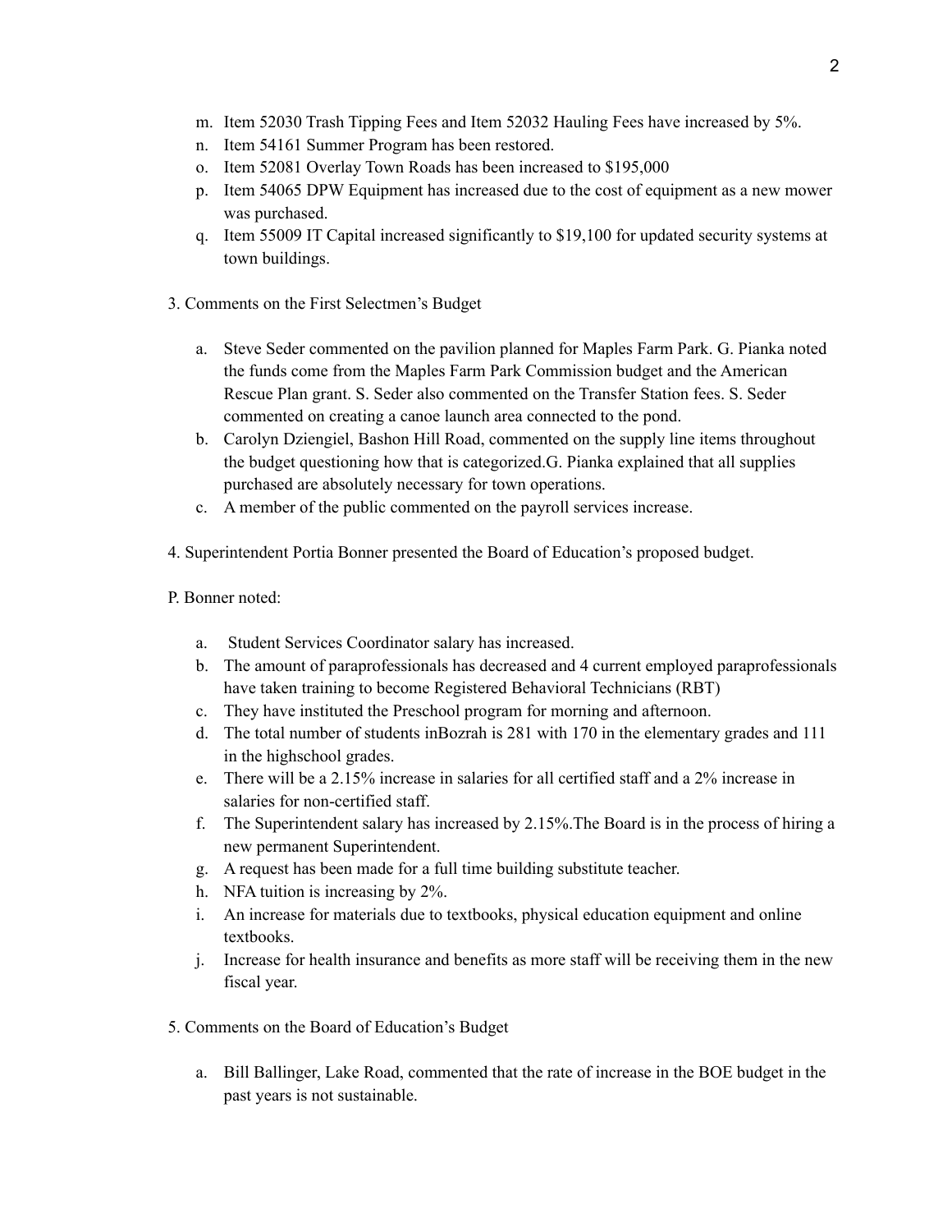m. Item 52030 Trash Tipping Fees and Item 52032 Hauling Fees have increased by 5%.
n. Item 54161 Summer Program has been restored.
o. Item 52081 Overlay Town Roads has been increased to $195,000
p. Item 54065 DPW Equipment has increased due to the cost of equipment as a new mower was purchased.
q. Item 55009 IT Capital increased significantly to $19,100 for updated security systems at town buildings.

3. Comments on the First Selectmen's Budget

a. Steve Seder commented on the pavilion planned for Maples Farm Park. G. Pianka noted the funds come from the Maples Farm Park Commission budget and the American Rescue Plan grant. S. Seder also commented on the Transfer Station fees. S. Seder commented on creating a canoe launch area connected to the pond.
b. Carolyn Dziengiel, Bashon Hill Road, commented on the supply line items throughout the budget questioning how that is categorized.G. Pianka explained that all supplies purchased are absolutely necessary for town operations.
c. A member of the public commented on the payroll services increase.

4. Superintendent Portia Bonner presented the Board of Education's proposed budget.

P. Bonner noted:

a. Student Services Coordinator salary has increased.
b. The amount of paraprofessionals has decreased and 4 current employed paraprofessionals have taken training to become Registered Behavioral Technicians (RBT)
c. They have instituted the Preschool program for morning and afternoon.
d. The total number of students inBozrah is 281 with 170 in the elementary grades and 111 in the highschool grades.
e. There will be a 2.15% increase in salaries for all certified staff and a 2% increase in salaries for non-certified staff.
f. The Superintendent salary has increased by 2.15%.The Board is in the process of hiring a new permanent Superintendent.
g. A request has been made for a full time building substitute teacher.
h. NFA tuition is increasing by 2%.
i. An increase for materials due to textbooks, physical education equipment and online textbooks.
j. Increase for health insurance and benefits as more staff will be receiving them in the new fiscal year.

5. Comments on the Board of Education's Budget

a. Bill Ballinger, Lake Road, commented that the rate of increase in the BOE budget in the past years is not sustainable.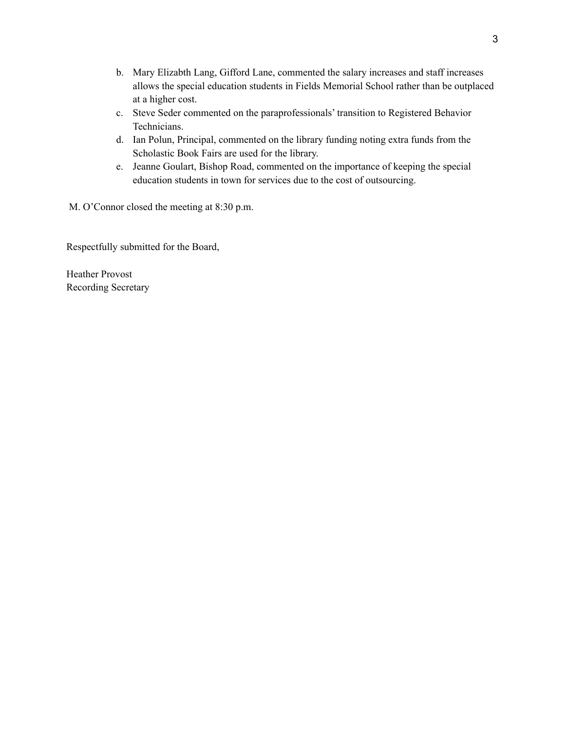b. Mary Elizabth Lang, Gifford Lane, commented the salary increases and staff increases allows the special education students in Fields Memorial School rather than be outplaced at a higher cost.
c. Steve Seder commented on the paraprofessionals' transition to Registered Behavior Technicians.
d. Ian Polun, Principal, commented on the library funding noting extra funds from the Scholastic Book Fairs are used for the library.
e. Jeanne Goulart, Bishop Road, commented on the importance of keeping the special education students in town for services due to the cost of outsourcing.

M. O'Connor closed the meeting at 8:30 p.m.

Respectfully submitted for the Board,

Heather Provost
Recording Secretary